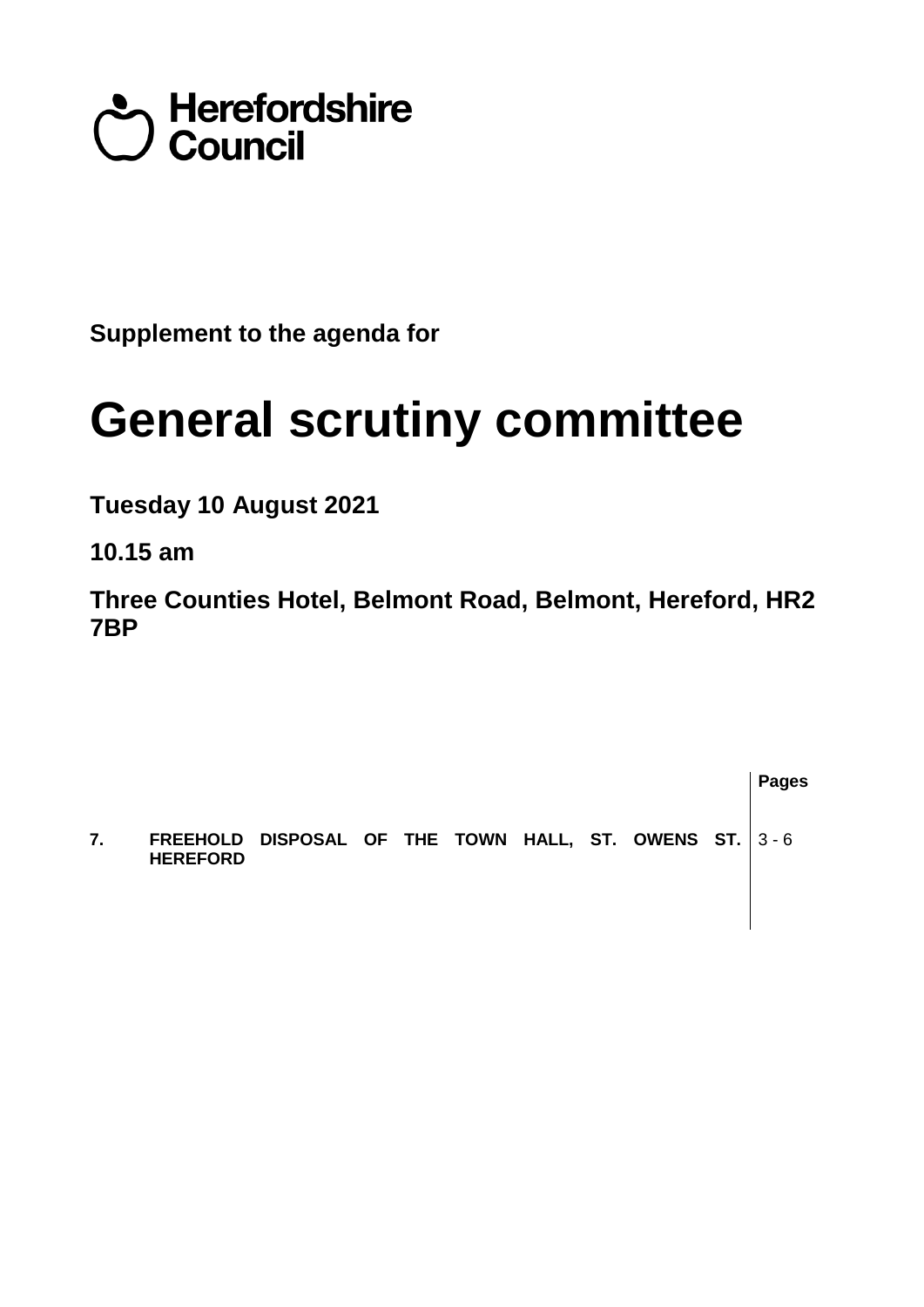**Herefordshire Council**

**Supplement to the agenda for**

# General scrutiny committee

**Tuesday 10 August 2021**

**10.15 am**

**Three Counties Hotel, Belmont Road, Belmont, Hereford, HR2 7BP**

| | | Pages |
|---|---|---|
| **7.** | **FREEHOLD DISPOSAL OF THE TOWN HALL, ST. OWENS ST. HEREFORD** | 3 - 6 |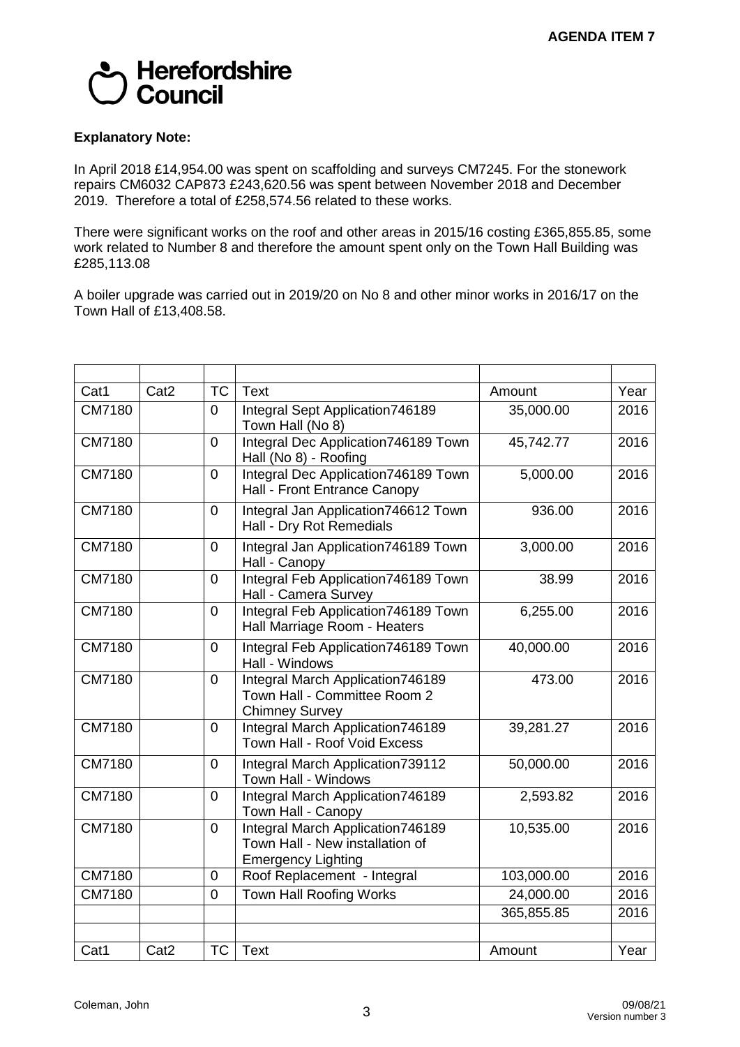**AGENDA ITEM 7**

Herefordshire Council

**Explanatory Note:**

In April 2018 £14,954.00 was spent on scaffolding and surveys CM7245. For the stonework repairs CM6032 CAP873 £243,620.56 was spent between November 2018 and December 2019. Therefore a total of £258,574.56 related to these works.

There were significant works on the roof and other areas in 2015/16 costing £365,855.85, some work related to Number 8 and therefore the amount spent only on the Town Hall Building was £285,113.08

A boiler upgrade was carried out in 2019/20 on No 8 and other minor works in 2016/17 on the Town Hall of £13,408.58.

| | | | | | |
|---|---|---|---|---|---|
| Cat1 | Cat2 | TC | Text | Amount | Year |
| CM7180 | | 0 | Integral Sept Application746189 Town Hall (No 8) | 35,000.00 | 2016 |
| CM7180 | | 0 | Integral Dec Application746189 Town Hall (No 8) - Roofing | 45,742.77 | 2016 |
| CM7180 | | 0 | Integral Dec Application746189 Town Hall - Front Entrance Canopy | 5,000.00 | 2016 |
| CM7180 | | 0 | Integral Jan Application746612 Town Hall - Dry Rot Remedials | 936.00 | 2016 |
| CM7180 | | 0 | Integral Jan Application746189 Town Hall - Canopy | 3,000.00 | 2016 |
| CM7180 | | 0 | Integral Feb Application746189 Town Hall - Camera Survey | 38.99 | 2016 |
| CM7180 | | 0 | Integral Feb Application746189 Town Hall Marriage Room - Heaters | 6,255.00 | 2016 |
| CM7180 | | 0 | Integral Feb Application746189 Town Hall - Windows | 40,000.00 | 2016 |
| CM7180 | | 0 | Integral March Application746189 Town Hall - Committee Room 2 Chimney Survey | 473.00 | 2016 |
| CM7180 | | 0 | Integral March Application746189 Town Hall - Roof Void Excess | 39,281.27 | 2016 |
| CM7180 | | 0 | Integral March Application739112 Town Hall - Windows | 50,000.00 | 2016 |
| CM7180 | | 0 | Integral March Application746189 Town Hall - Canopy | 2,593.82 | 2016 |
| CM7180 | | 0 | Integral March Application746189 Town Hall - New installation of Emergency Lighting | 10,535.00 | 2016 |
| CM7180 | | 0 | Roof Replacement - Integral | 103,000.00 | 2016 |
| CM7180 | | 0 | Town Hall Roofing Works | 24,000.00 | 2016 |
| | | | | 365,855.85 | 2016 |
| | | | | | |
| Cat1 | Cat2 | TC | Text | Amount | Year |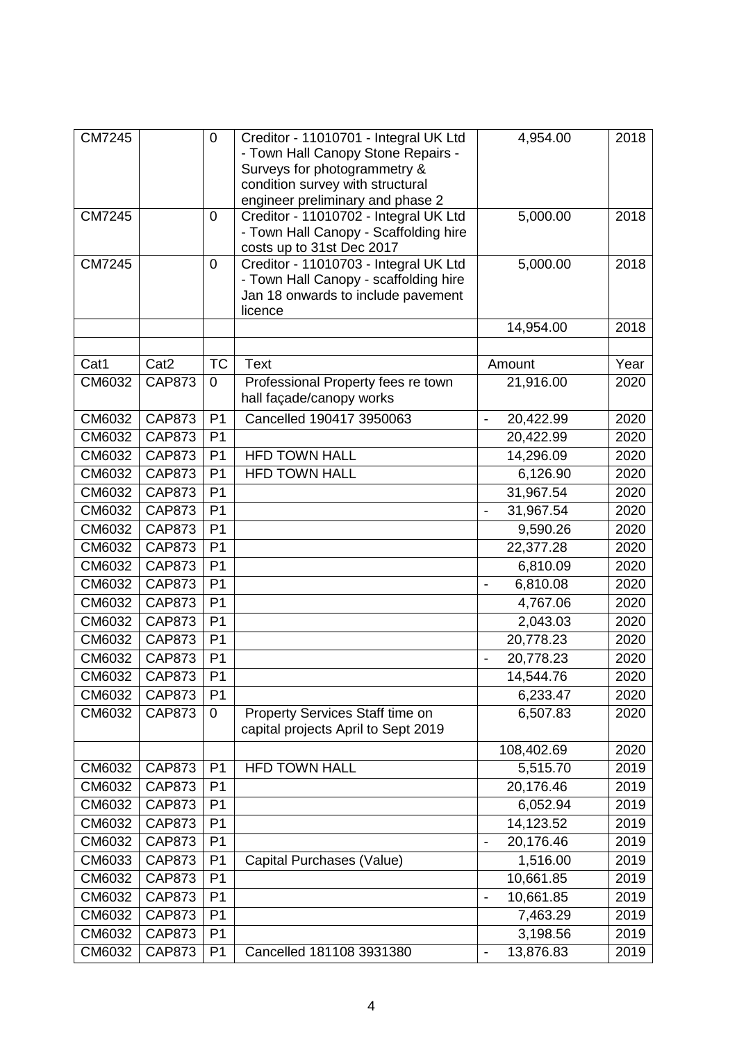| | | | | | |
|---|---|---|---|---|---|
| CM7245 | | 0 | Creditor - 11010701 - Integral UK Ltd - Town Hall Canopy Stone Repairs - Surveys for photogrammetry & condition survey with structural engineer preliminary and phase 2 | 4,954.00 | 2018 |
| CM7245 | | 0 | Creditor - 11010702 - Integral UK Ltd - Town Hall Canopy - Scaffolding hire costs up to 31st Dec 2017 | 5,000.00 | 2018 |
| CM7245 | | 0 | Creditor - 11010703 - Integral UK Ltd - Town Hall Canopy - scaffolding hire Jan 18 onwards to include pavement licence | 5,000.00 | 2018 |
| | | | | 14,954.00 | 2018 |
| | | | | | |
| Cat1 | Cat2 | TC | Text | Amount | Year |
| CM6032 | CAP873 | 0 | Professional Property fees re town hall façade/canopy works | 21,916.00 | 2020 |
| CM6032 | CAP873 | P1 | Cancelled 190417 3950063 | - 20,422.99 | 2020 |
| CM6032 | CAP873 | P1 | | 20,422.99 | 2020 |
| CM6032 | CAP873 | P1 | HFD TOWN HALL | 14,296.09 | 2020 |
| CM6032 | CAP873 | P1 | HFD TOWN HALL | 6,126.90 | 2020 |
| CM6032 | CAP873 | P1 | | 31,967.54 | 2020 |
| CM6032 | CAP873 | P1 | | - 31,967.54 | 2020 |
| CM6032 | CAP873 | P1 | | 9,590.26 | 2020 |
| CM6032 | CAP873 | P1 | | 22,377.28 | 2020 |
| CM6032 | CAP873 | P1 | | 6,810.09 | 2020 |
| CM6032 | CAP873 | P1 | | - 6,810.08 | 2020 |
| CM6032 | CAP873 | P1 | | 4,767.06 | 2020 |
| CM6032 | CAP873 | P1 | | 2,043.03 | 2020 |
| CM6032 | CAP873 | P1 | | 20,778.23 | 2020 |
| CM6032 | CAP873 | P1 | | - 20,778.23 | 2020 |
| CM6032 | CAP873 | P1 | | 14,544.76 | 2020 |
| CM6032 | CAP873 | P1 | | 6,233.47 | 2020 |
| CM6032 | CAP873 | 0 | Property Services Staff time on capital projects April to Sept 2019 | 6,507.83 | 2020 |
| | | | | 108,402.69 | 2020 |
| CM6032 | CAP873 | P1 | HFD TOWN HALL | 5,515.70 | 2019 |
| CM6032 | CAP873 | P1 | | 20,176.46 | 2019 |
| CM6032 | CAP873 | P1 | | 6,052.94 | 2019 |
| CM6032 | CAP873 | P1 | | 14,123.52 | 2019 |
| CM6032 | CAP873 | P1 | | - 20,176.46 | 2019 |
| CM6033 | CAP873 | P1 | Capital Purchases (Value) | 1,516.00 | 2019 |
| CM6032 | CAP873 | P1 | | 10,661.85 | 2019 |
| CM6032 | CAP873 | P1 | | - 10,661.85 | 2019 |
| CM6032 | CAP873 | P1 | | 7,463.29 | 2019 |
| CM6032 | CAP873 | P1 | | 3,198.56 | 2019 |
| CM6032 | CAP873 | P1 | Cancelled 181108 3931380 | - 13,876.83 | 2019 |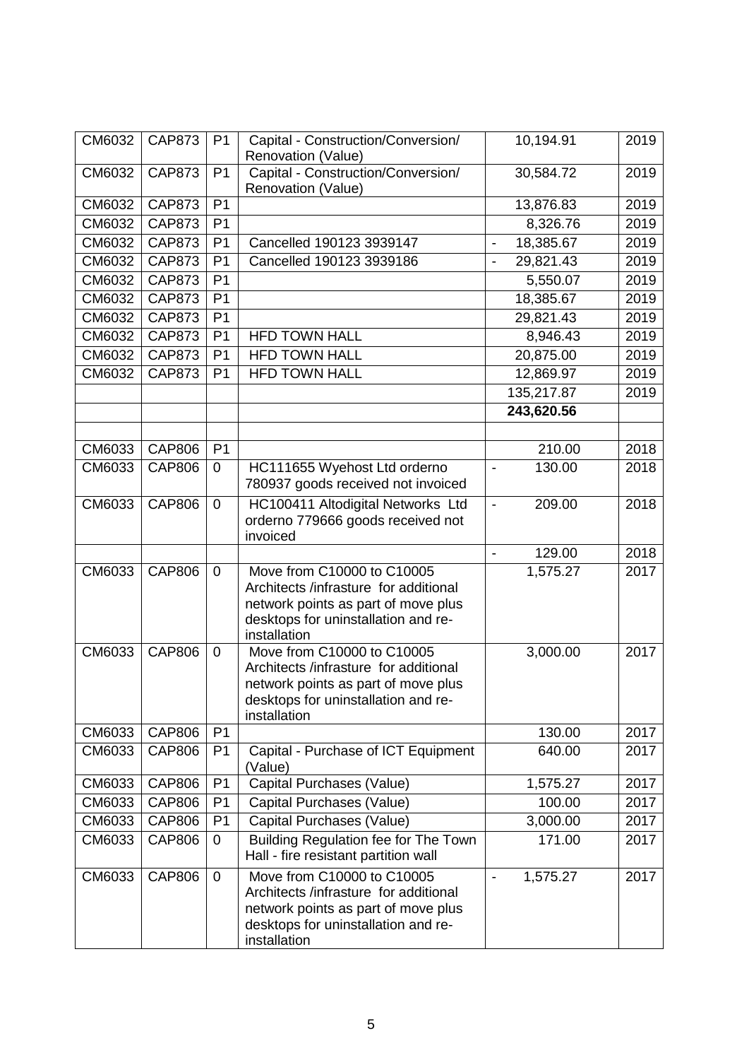| | | | | | |
|---|---|---|---|---|---|
| CM6032 | CAP873 | P1 | Capital - Construction/Conversion/ Renovation (Value) | 10,194.91 | 2019 |
| CM6032 | CAP873 | P1 | Capital - Construction/Conversion/ Renovation (Value) | 30,584.72 | 2019 |
| CM6032 | CAP873 | P1 | | 13,876.83 | 2019 |
| CM6032 | CAP873 | P1 | | 8,326.76 | 2019 |
| CM6032 | CAP873 | P1 | Cancelled 190123 3939147 | - 18,385.67 | 2019 |
| CM6032 | CAP873 | P1 | Cancelled 190123 3939186 | - 29,821.43 | 2019 |
| CM6032 | CAP873 | P1 | | 5,550.07 | 2019 |
| CM6032 | CAP873 | P1 | | 18,385.67 | 2019 |
| CM6032 | CAP873 | P1 | | 29,821.43 | 2019 |
| CM6032 | CAP873 | P1 | HFD TOWN HALL | 8,946.43 | 2019 |
| CM6032 | CAP873 | P1 | HFD TOWN HALL | 20,875.00 | 2019 |
| CM6032 | CAP873 | P1 | HFD TOWN HALL | 12,869.97 | 2019 |
| | | | | 135,217.87 | 2019 |
| | | | | **243,620.56** | |
| | | | | | |
| CM6033 | CAP806 | P1 | | 210.00 | 2018 |
| CM6033 | CAP806 | 0 | HC111655 Wyehost Ltd orderno 780937 goods received not invoiced | - 130.00 | 2018 |
| CM6033 | CAP806 | 0 | HC100411 Altodigital Networks Ltd orderno 779666 goods received not invoiced | - 209.00 | 2018 |
| | | | | - 129.00 | 2018 |
| CM6033 | CAP806 | 0 | Move from C10000 to C10005 Architects /infrasture for additional network points as part of move plus desktops for uninstallation and re-installation | 1,575.27 | 2017 |
| CM6033 | CAP806 | 0 | Move from C10000 to C10005 Architects /infrasture for additional network points as part of move plus desktops for uninstallation and re-installation | 3,000.00 | 2017 |
| CM6033 | CAP806 | P1 | | 130.00 | 2017 |
| CM6033 | CAP806 | P1 | Capital - Purchase of ICT Equipment (Value) | 640.00 | 2017 |
| CM6033 | CAP806 | P1 | Capital Purchases (Value) | 1,575.27 | 2017 |
| CM6033 | CAP806 | P1 | Capital Purchases (Value) | 100.00 | 2017 |
| CM6033 | CAP806 | P1 | Capital Purchases (Value) | 3,000.00 | 2017 |
| CM6033 | CAP806 | 0 | Building Regulation fee for The Town Hall - fire resistant partition wall | 171.00 | 2017 |
| CM6033 | CAP806 | 0 | Move from C10000 to C10005 Architects /infrasture for additional network points as part of move plus desktops for uninstallation and re-installation | - 1,575.27 | 2017 |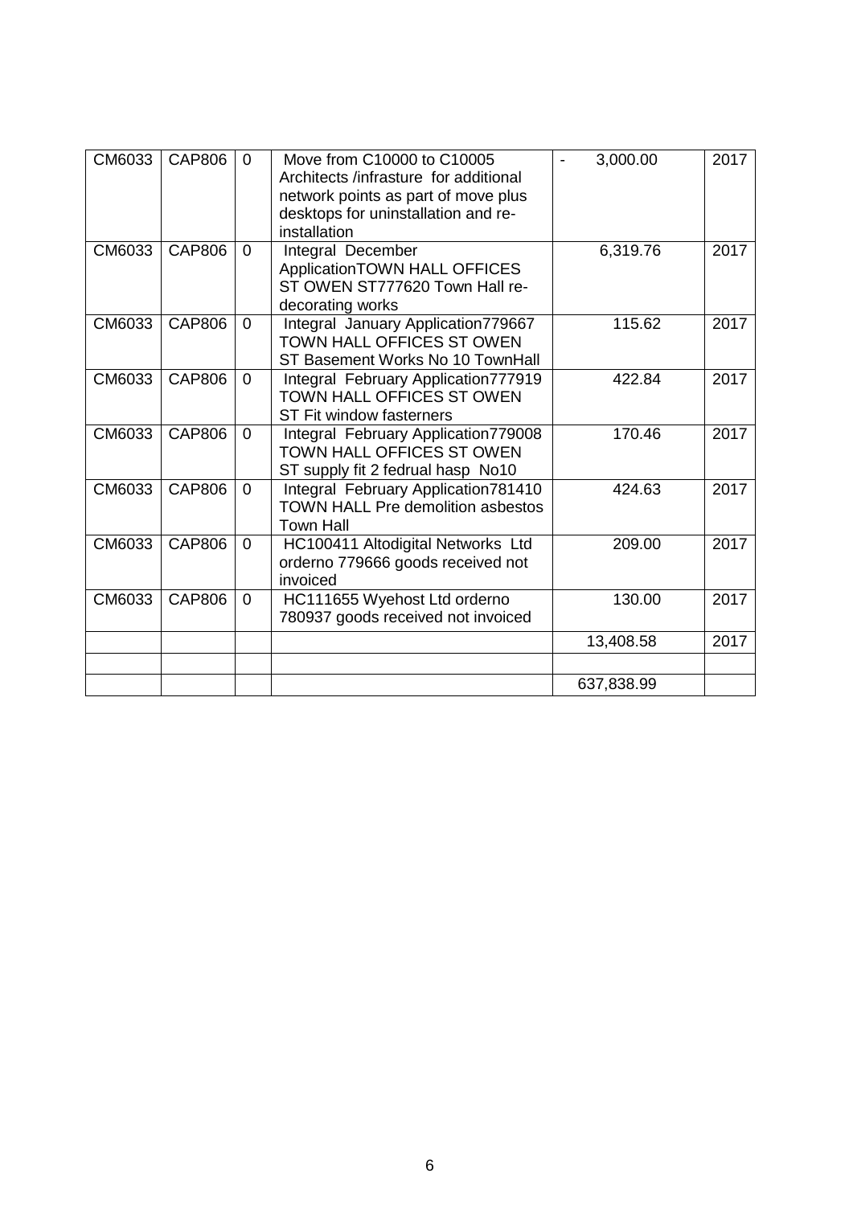| | | | | | |
|---|---|---|---|---|---|
| CM6033 | CAP806 | 0 | Move from C10000 to C10005 Architects /infrasture for additional network points as part of move plus desktops for uninstallation and re-installation | - 3,000.00 | 2017 |
| CM6033 | CAP806 | 0 | Integral December ApplicationTOWN HALL OFFICES ST OWEN ST777620 Town Hall re-decorating works | 6,319.76 | 2017 |
| CM6033 | CAP806 | 0 | Integral January Application779667 TOWN HALL OFFICES ST OWEN ST Basement Works No 10 TownHall | 115.62 | 2017 |
| CM6033 | CAP806 | 0 | Integral February Application777919 TOWN HALL OFFICES ST OWEN ST Fit window fasterners | 422.84 | 2017 |
| CM6033 | CAP806 | 0 | Integral February Application779008 TOWN HALL OFFICES ST OWEN ST supply fit 2 fedrual hasp No10 | 170.46 | 2017 |
| CM6033 | CAP806 | 0 | Integral February Application781410 TOWN HALL Pre demolition asbestos Town Hall | 424.63 | 2017 |
| CM6033 | CAP806 | 0 | HC100411 Altodigital Networks Ltd orderno 779666 goods received not invoiced | 209.00 | 2017 |
| CM6033 | CAP806 | 0 | HC111655 Wyehost Ltd orderno 780937 goods received not invoiced | 130.00 | 2017 |
| | | | | 13,408.58 | 2017 |
| | | | | | |
| | | | | 637,838.99 | |